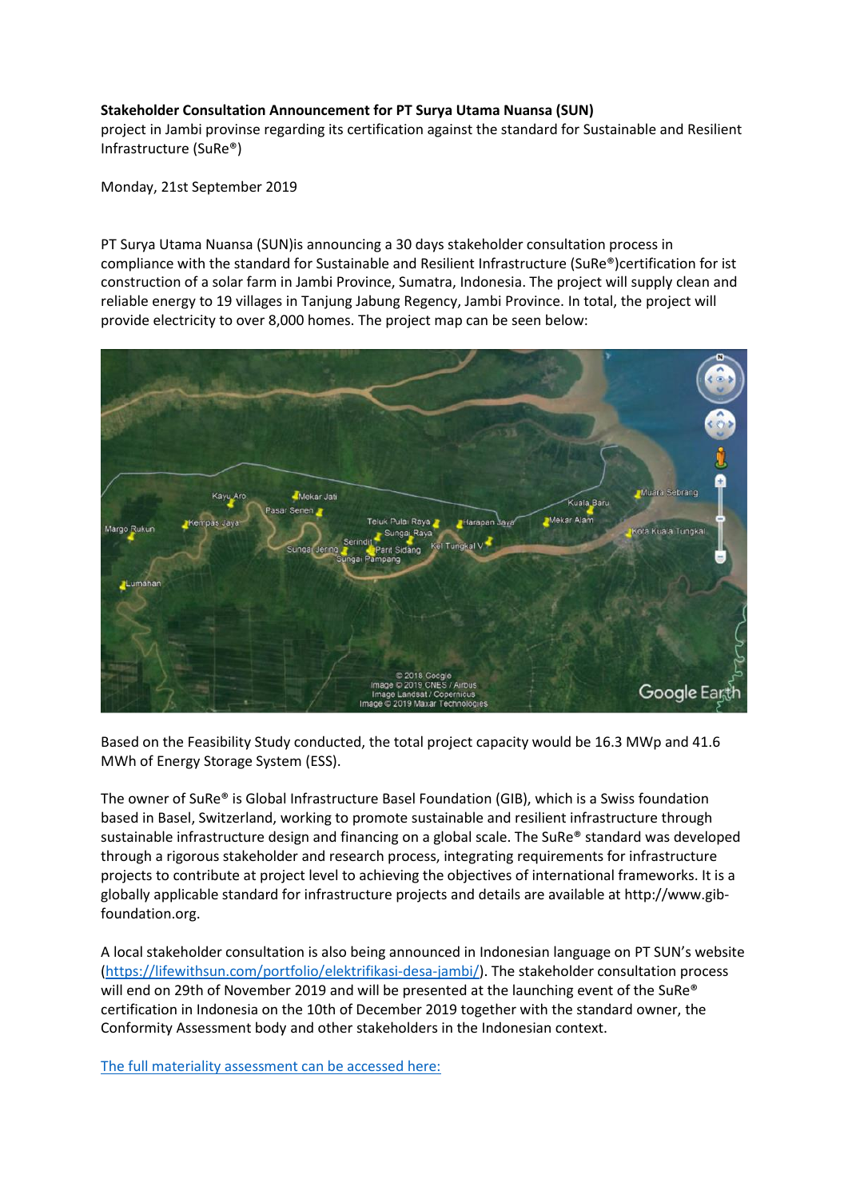**Stakeholder Consultation Announcement for PT Surya Utama Nuansa (SUN)**
project in Jambi provinse regarding its certification against the standard for Sustainable and Resilient Infrastructure (SuRe®)

Monday, 21st September 2019

PT Surya Utama Nuansa (SUN)is announcing a 30 days stakeholder consultation process in compliance with the standard for Sustainable and Resilient Infrastructure (SuRe®)certification for ist construction of a solar farm in Jambi Province, Sumatra, Indonesia. The project will supply clean and reliable energy to 19 villages in Tanjung Jabung Regency, Jambi Province. In total, the project will provide electricity to over 8,000 homes. The project map can be seen below:

Based on the Feasibility Study conducted, the total project capacity would be 16.3 MWp and 41.6 MWh of Energy Storage System (ESS).

The owner of SuRe® is Global Infrastructure Basel Foundation (GIB), which is a Swiss foundation based in Basel, Switzerland, working to promote sustainable and resilient infrastructure through sustainable infrastructure design and financing on a global scale. The SuRe® standard was developed through a rigorous stakeholder and research process, integrating requirements for infrastructure projects to contribute at project level to achieving the objectives of international frameworks. It is a globally applicable standard for infrastructure projects and details are available at http://www.gib-foundation.org.

A local stakeholder consultation is also being announced in Indonesian language on PT SUN's website (https://lifewithsun.com/portfolio/elektrifikasi-desa-jambi/). The stakeholder consultation process will end on 29th of November 2019 and will be presented at the launching event of the SuRe® certification in Indonesia on the 10th of December 2019 together with the standard owner, the Conformity Assessment body and other stakeholders in the Indonesian context.

The full materiality assessment can be accessed here: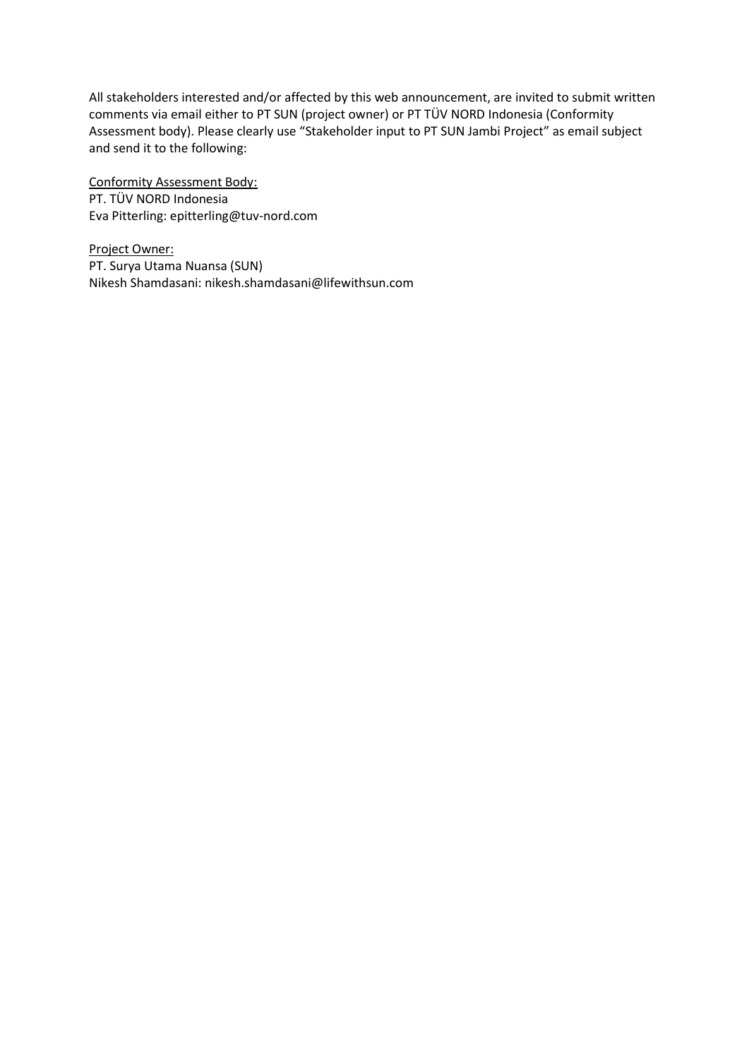All stakeholders interested and/or affected by this web announcement, are invited to submit written comments via email either to PT SUN (project owner) or PT TÜV NORD Indonesia (Conformity Assessment body). Please clearly use "Stakeholder input to PT SUN Jambi Project" as email subject and send it to the following:

Conformity Assessment Body:
PT. TÜV NORD Indonesia
Eva Pitterling: epitterling@tuv-nord.com

Project Owner:
PT. Surya Utama Nuansa (SUN)
Nikesh Shamdasani: nikesh.shamdasani@lifewithsun.com